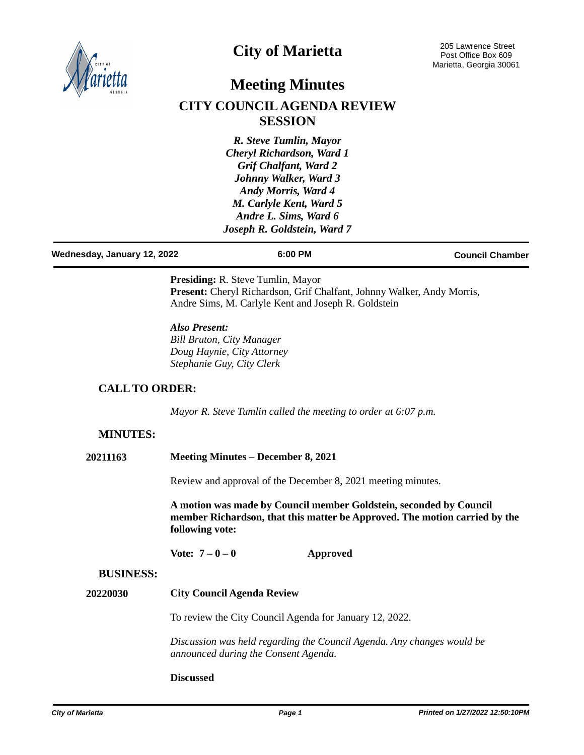# City of Marietta

205 Lawrence Street
Post Office Box 609
Marietta, Georgia 30061

# Meeting Minutes

## CITY COUNCIL AGENDA REVIEW SESSION

*R. Steve Tumlin, Mayor*
*Cheryl Richardson, Ward 1*
*Grif Chalfant, Ward 2*
*Johnny Walker, Ward 3*
*Andy Morris, Ward 4*
*M. Carlyle Kent, Ward 5*
*Andre L. Sims, Ward 6*
*Joseph R. Goldstein, Ward 7*

**Wednesday, January 12, 2022** | **6:00 PM** | **Council Chamber**

**Presiding:** R. Steve Tumlin, Mayor
**Present:** Cheryl Richardson, Grif Chalfant, Johnny Walker, Andy Morris, Andre Sims, M. Carlyle Kent and Joseph R. Goldstein

***Also Present:***
*Bill Bruton, City Manager*
*Doug Haynie, City Attorney*
*Stephanie Guy, City Clerk*

### CALL TO ORDER:

*Mayor R. Steve Tumlin called the meeting to order at 6:07 p.m.*

### MINUTES:

**20211163** **Meeting Minutes – December 8, 2021**

Review and approval of the December 8, 2021 meeting minutes.

**A motion was made by Council member Goldstein, seconded by Council member Richardson, that this matter be Approved. The motion carried by the following vote:**

**Vote: 7 – 0 – 0** **Approved**

### BUSINESS:

**20220030** **City Council Agenda Review**

To review the City Council Agenda for January 12, 2022.

*Discussion was held regarding the Council Agenda. Any changes would be announced during the Consent Agenda.*

**Discussed**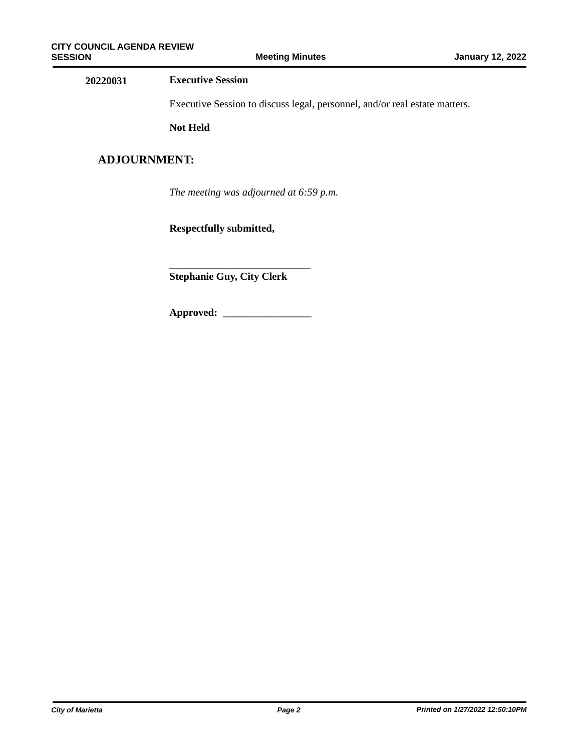**20220031** **Executive Session**

Executive Session to discuss legal, personnel, and/or real estate matters.

**Not Held**

## ADJOURNMENT:

*The meeting was adjourned at 6:59 p.m.*

**Respectfully submitted,**

**___________________________**
**Stephanie Guy, City Clerk**

**Approved: _________________**